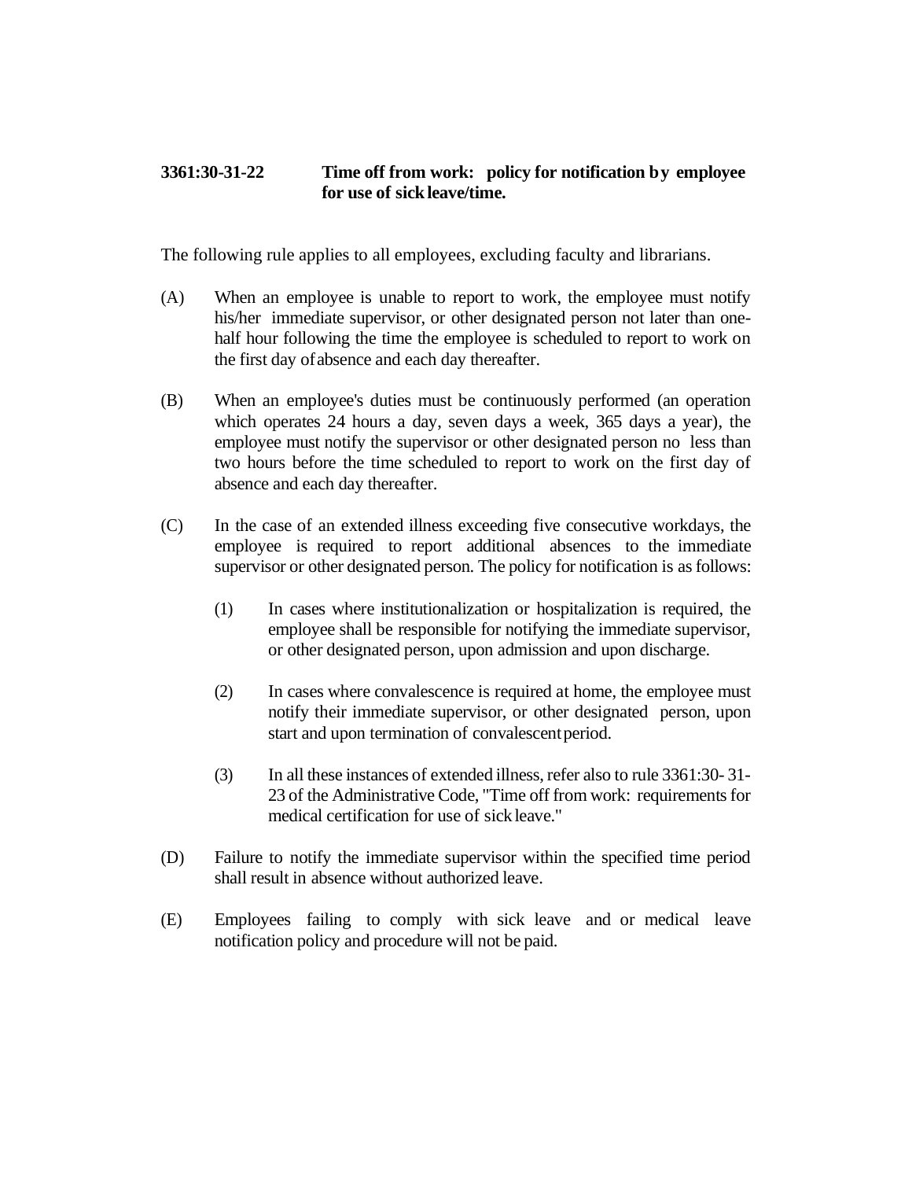**3361:30-31-22 Time off from work: policy for notification by employee for use of sick leave/time.**

The following rule applies to all employees, excluding faculty and librarians.

(A) When an employee is unable to report to work, the employee must notify his/her immediate supervisor, or other designated person not later than one-half hour following the time the employee is scheduled to report to work on the first day of absence and each day thereafter.

(B) When an employee's duties must be continuously performed (an operation which operates 24 hours a day, seven days a week, 365 days a year), the employee must notify the supervisor or other designated person no less than two hours before the time scheduled to report to work on the first day of absence and each day thereafter.

(C) In the case of an extended illness exceeding five consecutive workdays, the employee is required to report additional absences to the immediate supervisor or other designated person. The policy for notification is as follows:

(1) In cases where institutionalization or hospitalization is required, the employee shall be responsible for notifying the immediate supervisor, or other designated person, upon admission and upon discharge.

(2) In cases where convalescence is required at home, the employee must notify their immediate supervisor, or other designated person, upon start and upon termination of convalescent period.

(3) In all these instances of extended illness, refer also to rule 3361:30- 31-23 of the Administrative Code, "Time off from work: requirements for medical certification for use of sick leave."

(D) Failure to notify the immediate supervisor within the specified time period shall result in absence without authorized leave.

(E) Employees failing to comply with sick leave and or medical leave notification policy and procedure will not be paid.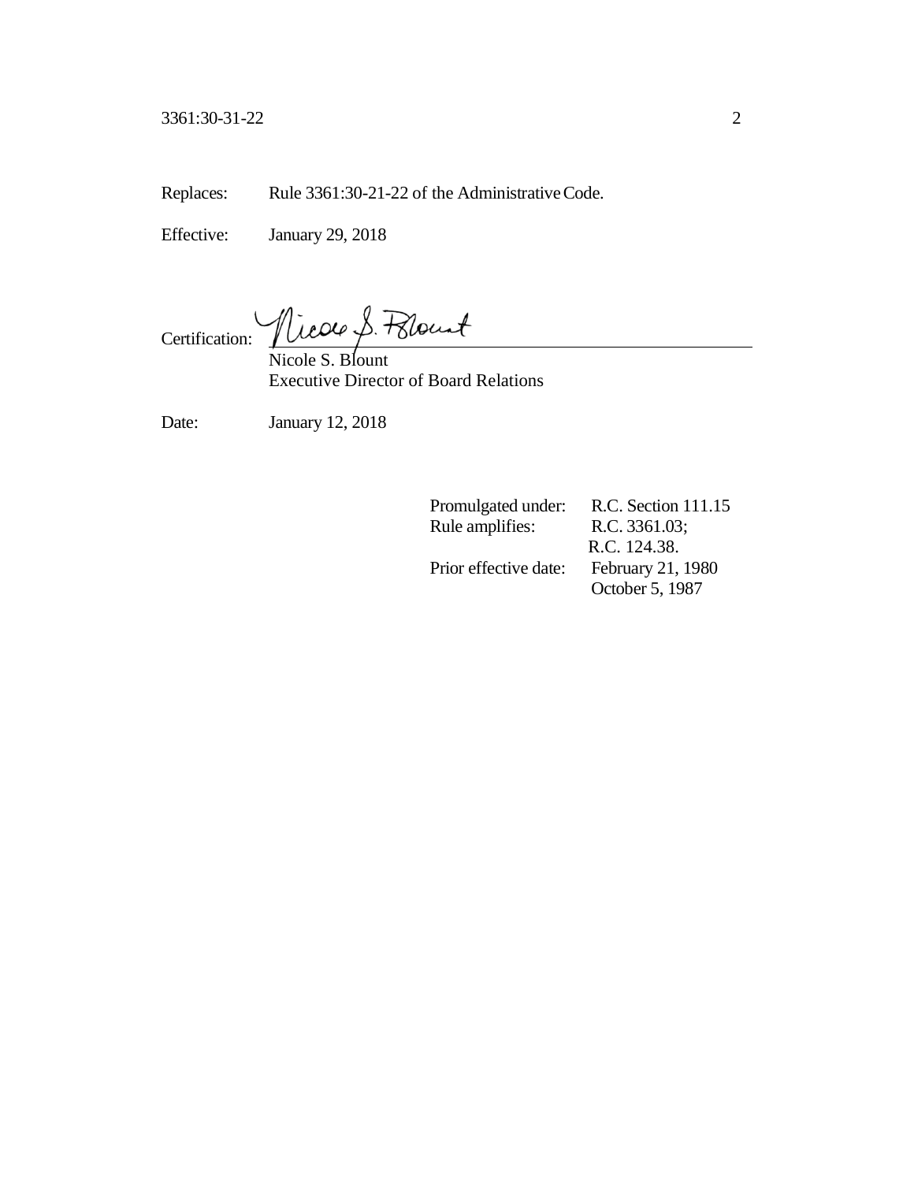Replaces: Rule 3361:30-21-22 of the Administrative Code.

Effective: January 29, 2018

Certification: Nicole S. Blount

Nicole S. Blount
Executive Director of Board Relations

Date: January 12, 2018

| | |
|---|---|
| Promulgated under: | R.C. Section 111.15 |
| Rule amplifies: | R.C. 3361.03; R.C. 124.38. |
| Prior effective date: | February 21, 1980 October 5, 1987 |